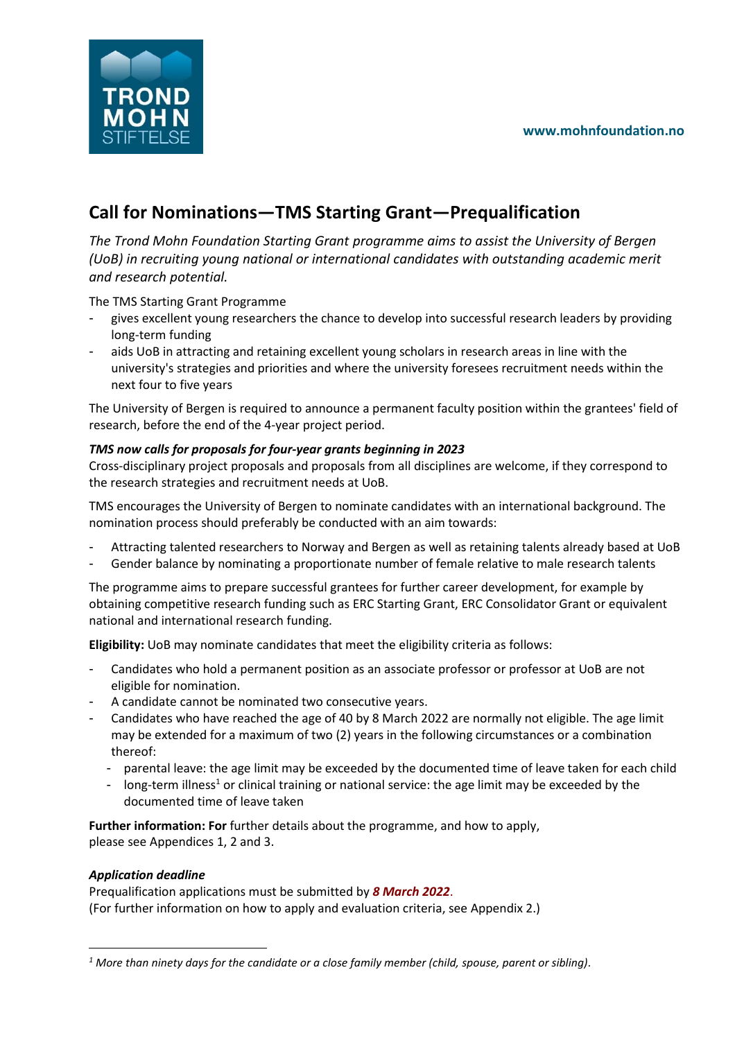www.mohnfoundation.no

# Call for Nominations—TMS Starting Grant—Prequalification

*The Trond Mohn Foundation Starting Grant programme aims to assist the University of Bergen (UoB) in recruiting young national or international candidates with outstanding academic merit and research potential.*

The TMS Starting Grant Programme

- gives excellent young researchers the chance to develop into successful research leaders by providing long-term funding
- aids UoB in attracting and retaining excellent young scholars in research areas in line with the university's strategies and priorities and where the university foresees recruitment needs within the next four to five years

The University of Bergen is required to announce a permanent faculty position within the grantees' field of research, before the end of the 4-year project period.

***TMS now calls for proposals for four-year grants beginning in 2023***

Cross-disciplinary project proposals and proposals from all disciplines are welcome, if they correspond to the research strategies and recruitment needs at UoB.

TMS encourages the University of Bergen to nominate candidates with an international background. The nomination process should preferably be conducted with an aim towards:

- Attracting talented researchers to Norway and Bergen as well as retaining talents already based at UoB
- Gender balance by nominating a proportionate number of female relative to male research talents

The programme aims to prepare successful grantees for further career development, for example by obtaining competitive research funding such as ERC Starting Grant, ERC Consolidator Grant or equivalent national and international research funding.

**Eligibility:** UoB may nominate candidates that meet the eligibility criteria as follows:

- Candidates who hold a permanent position as an associate professor or professor at UoB are not eligible for nomination.
- A candidate cannot be nominated two consecutive years.
- Candidates who have reached the age of 40 by 8 March 2022 are normally not eligible. The age limit may be extended for a maximum of two (2) years in the following circumstances or a combination thereof:
  - parental leave: the age limit may be exceeded by the documented time of leave taken for each child
  - long-term illness[1] or clinical training or national service: the age limit may be exceeded by the documented time of leave taken

**Further information: For** further details about the programme, and how to apply, please see Appendices 1, 2 and 3.

***Application deadline***

Prequalification applications must be submitted by ***8 March 2022***.
(For further information on how to apply and evaluation criteria, see Appendix 2.)

---

[1] *More than ninety days for the candidate or a close family member (child, spouse, parent or sibling).*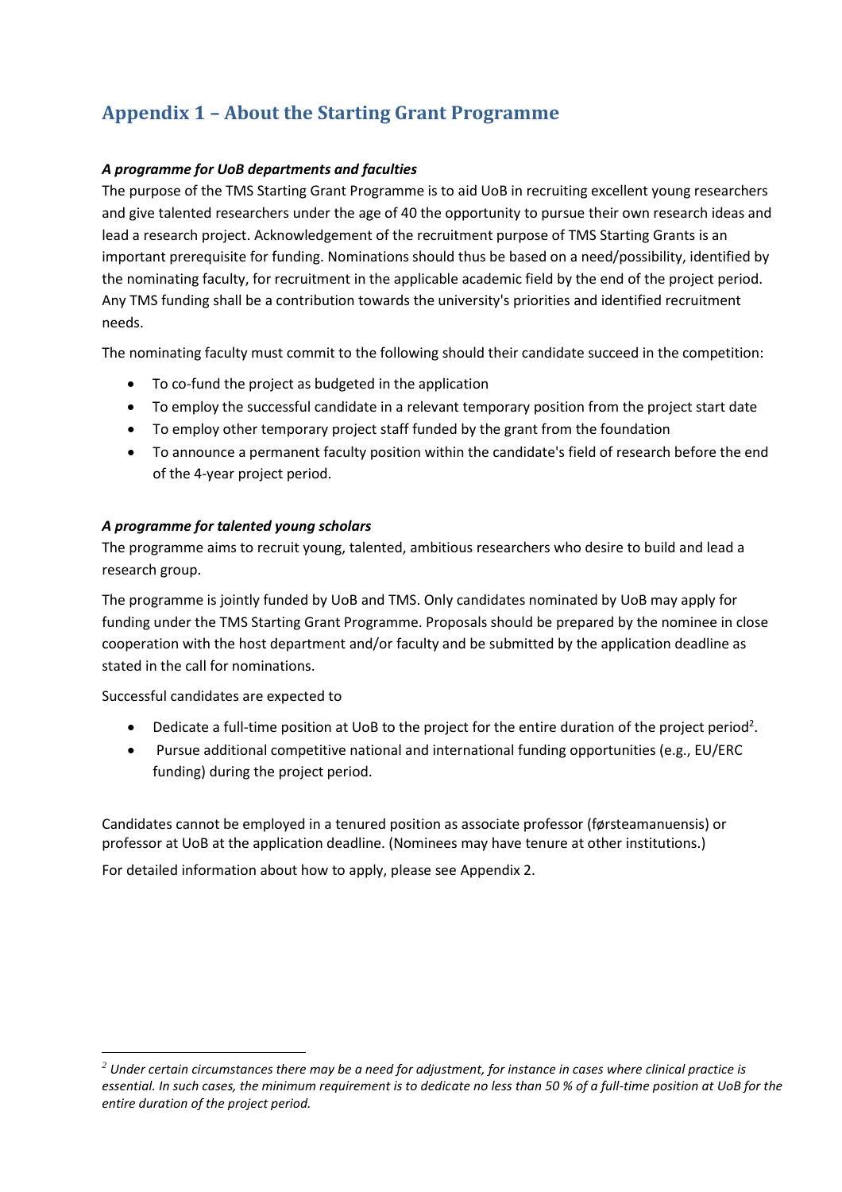# Appendix 1 – About the Starting Grant Programme

***A programme for UoB departments and faculties***

The purpose of the TMS Starting Grant Programme is to aid UoB in recruiting excellent young researchers and give talented researchers under the age of 40 the opportunity to pursue their own research ideas and lead a research project. Acknowledgement of the recruitment purpose of TMS Starting Grants is an important prerequisite for funding. Nominations should thus be based on a need/possibility, identified by the nominating faculty, for recruitment in the applicable academic field by the end of the project period. Any TMS funding shall be a contribution towards the university's priorities and identified recruitment needs.

The nominating faculty must commit to the following should their candidate succeed in the competition:

- To co-fund the project as budgeted in the application
- To employ the successful candidate in a relevant temporary position from the project start date
- To employ other temporary project staff funded by the grant from the foundation
- To announce a permanent faculty position within the candidate's field of research before the end of the 4-year project period.

***A programme for talented young scholars***

The programme aims to recruit young, talented, ambitious researchers who desire to build and lead a research group.

The programme is jointly funded by UoB and TMS. Only candidates nominated by UoB may apply for funding under the TMS Starting Grant Programme. Proposals should be prepared by the nominee in close cooperation with the host department and/or faculty and be submitted by the application deadline as stated in the call for nominations.

Successful candidates are expected to

- Dedicate a full-time position at UoB to the project for the entire duration of the project period[2].
- Pursue additional competitive national and international funding opportunities (e.g., EU/ERC funding) during the project period.

Candidates cannot be employed in a tenured position as associate professor (førsteamanuensis) or professor at UoB at the application deadline. (Nominees may have tenure at other institutions.)

For detailed information about how to apply, please see Appendix 2.

---

*[2] Under certain circumstances there may be a need for adjustment, for instance in cases where clinical practice is essential. In such cases, the minimum requirement is to dedicate no less than 50 % of a full-time position at UoB for the entire duration of the project period.*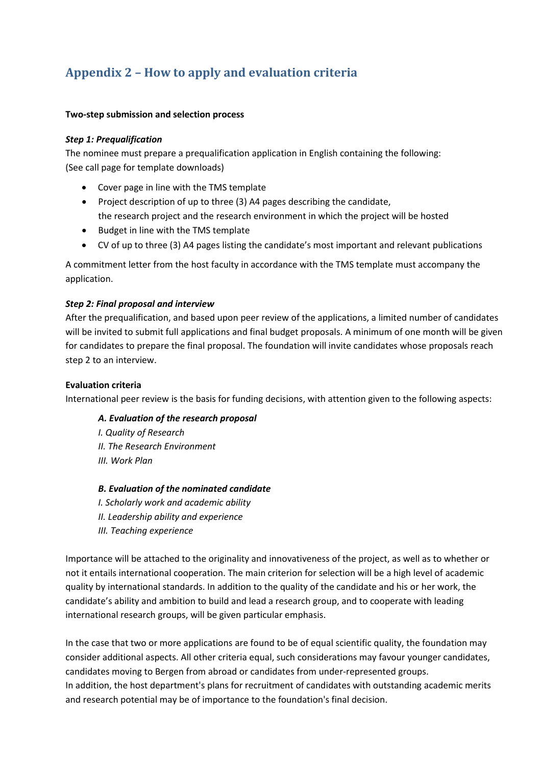## Appendix 2 – How to apply and evaluation criteria

**Two-step submission and selection process**

***Step 1: Prequalification***

The nominee must prepare a prequalification application in English containing the following:
(See call page for template downloads)

- Cover page in line with the TMS template
- Project description of up to three (3) A4 pages describing the candidate, the research project and the research environment in which the project will be hosted
- Budget in line with the TMS template
- CV of up to three (3) A4 pages listing the candidate's most important and relevant publications

A commitment letter from the host faculty in accordance with the TMS template must accompany the application.

***Step 2: Final proposal and interview***

After the prequalification, and based upon peer review of the applications, a limited number of candidates will be invited to submit full applications and final budget proposals. A minimum of one month will be given for candidates to prepare the final proposal. The foundation will invite candidates whose proposals reach step 2 to an interview.

**Evaluation criteria**

International peer review is the basis for funding decisions, with attention given to the following aspects:

***A. Evaluation of the research proposal***
*I. Quality of Research*
*II. The Research Environment*
*III. Work Plan*

***B. Evaluation of the nominated candidate***
*I. Scholarly work and academic ability*
*II. Leadership ability and experience*
*III. Teaching experience*

Importance will be attached to the originality and innovativeness of the project, as well as to whether or not it entails international cooperation. The main criterion for selection will be a high level of academic quality by international standards. In addition to the quality of the candidate and his or her work, the candidate's ability and ambition to build and lead a research group, and to cooperate with leading international research groups, will be given particular emphasis.

In the case that two or more applications are found to be of equal scientific quality, the foundation may consider additional aspects. All other criteria equal, such considerations may favour younger candidates, candidates moving to Bergen from abroad or candidates from under-represented groups.
In addition, the host department's plans for recruitment of candidates with outstanding academic merits and research potential may be of importance to the foundation's final decision.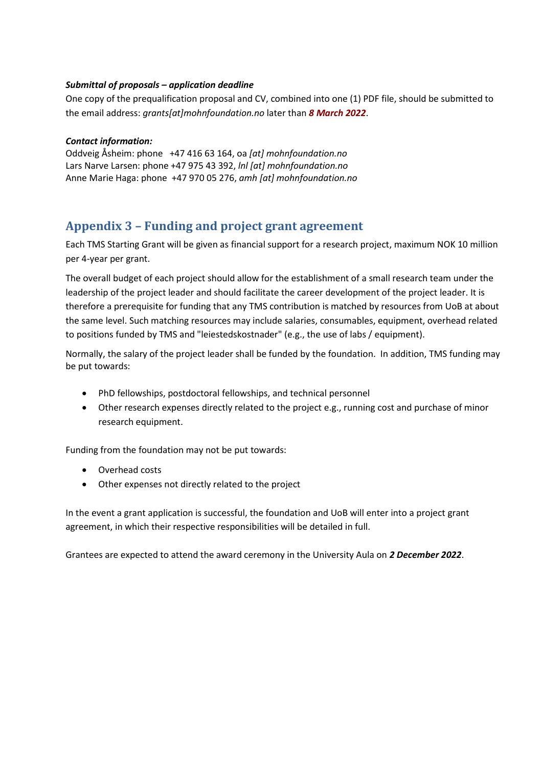***Submittal of proposals – application deadline***

One copy of the prequalification proposal and CV, combined into one (1) PDF file, should be submitted to the email address: *grants[at]mohnfoundation.no* later than ***8 March 2022***.

***Contact information:***

Oddveig Åsheim: phone +47 416 63 164, oa *[at] mohnfoundation.no*
Lars Narve Larsen: phone +47 975 43 392, *lnl [at] mohnfoundation.no*
Anne Marie Haga: phone +47 970 05 276, *amh [at] mohnfoundation.no*

## Appendix 3 – Funding and project grant agreement

Each TMS Starting Grant will be given as financial support for a research project, maximum NOK 10 million per 4-year per grant.

The overall budget of each project should allow for the establishment of a small research team under the leadership of the project leader and should facilitate the career development of the project leader. It is therefore a prerequisite for funding that any TMS contribution is matched by resources from UoB at about the same level. Such matching resources may include salaries, consumables, equipment, overhead related to positions funded by TMS and "leiestedskostnader" (e.g., the use of labs / equipment).

Normally, the salary of the project leader shall be funded by the foundation. In addition, TMS funding may be put towards:

- PhD fellowships, postdoctoral fellowships, and technical personnel
- Other research expenses directly related to the project e.g., running cost and purchase of minor research equipment.

Funding from the foundation may not be put towards:

- Overhead costs
- Other expenses not directly related to the project

In the event a grant application is successful, the foundation and UoB will enter into a project grant agreement, in which their respective responsibilities will be detailed in full.

Grantees are expected to attend the award ceremony in the University Aula on ***2 December 2022***.